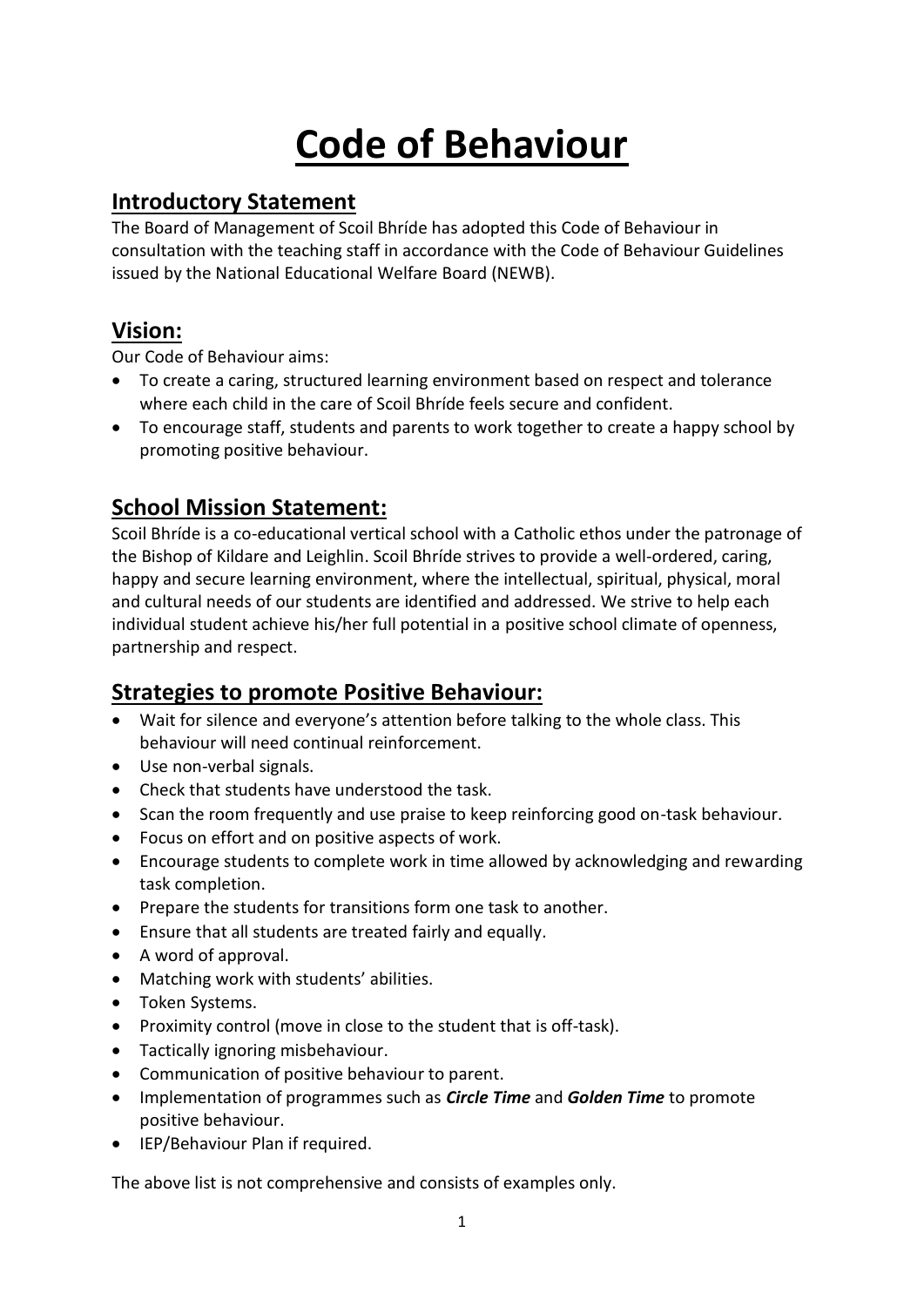# Code of Behaviour

## Introductory Statement

The Board of Management of Scoil Bhríde has adopted this Code of Behaviour in consultation with the teaching staff in accordance with the Code of Behaviour Guidelines issued by the National Educational Welfare Board (NEWB).

## Vision:

Our Code of Behaviour aims:

- To create a caring, structured learning environment based on respect and tolerance where each child in the care of Scoil Bhríde feels secure and confident.
- To encourage staff, students and parents to work together to create a happy school by promoting positive behaviour.

## School Mission Statement:

Scoil Bhríde is a co-educational vertical school with a Catholic ethos under the patronage of the Bishop of Kildare and Leighlin. Scoil Bhríde strives to provide a well-ordered, caring, happy and secure learning environment, where the intellectual, spiritual, physical, moral and cultural needs of our students are identified and addressed. We strive to help each individual student achieve his/her full potential in a positive school climate of openness, partnership and respect.

## Strategies to promote Positive Behaviour:

- Wait for silence and everyone's attention before talking to the whole class. This behaviour will need continual reinforcement.
- Use non-verbal signals.
- Check that students have understood the task.
- Scan the room frequently and use praise to keep reinforcing good on-task behaviour.
- Focus on effort and on positive aspects of work.
- Encourage students to complete work in time allowed by acknowledging and rewarding task completion.
- Prepare the students for transitions form one task to another.
- Ensure that all students are treated fairly and equally.
- A word of approval.
- Matching work with students' abilities.
- Token Systems.
- Proximity control (move in close to the student that is off-task).
- Tactically ignoring misbehaviour.
- Communication of positive behaviour to parent.
- Implementation of programmes such as ***Circle Time*** and ***Golden Time*** to promote positive behaviour.
- IEP/Behaviour Plan if required.

The above list is not comprehensive and consists of examples only.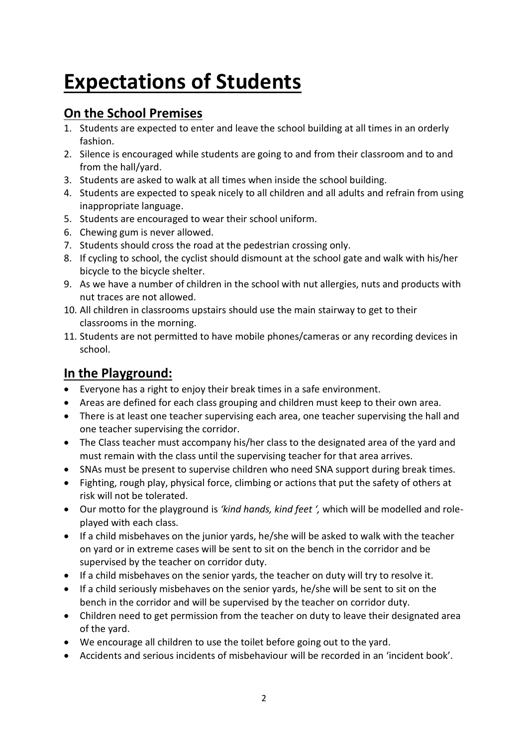# Expectations of Students

## On the School Premises

1. Students are expected to enter and leave the school building at all times in an orderly fashion.
2. Silence is encouraged while students are going to and from their classroom and to and from the hall/yard.
3. Students are asked to walk at all times when inside the school building.
4. Students are expected to speak nicely to all children and all adults and refrain from using inappropriate language.
5. Students are encouraged to wear their school uniform.
6. Chewing gum is never allowed.
7. Students should cross the road at the pedestrian crossing only.
8. If cycling to school, the cyclist should dismount at the school gate and walk with his/her bicycle to the bicycle shelter.
9. As we have a number of children in the school with nut allergies, nuts and products with nut traces are not allowed.
10. All children in classrooms upstairs should use the main stairway to get to their classrooms in the morning.
11. Students are not permitted to have mobile phones/cameras or any recording devices in school.

## In the Playground:

- Everyone has a right to enjoy their break times in a safe environment.
- Areas are defined for each class grouping and children must keep to their own area.
- There is at least one teacher supervising each area, one teacher supervising the hall and one teacher supervising the corridor.
- The Class teacher must accompany his/her class to the designated area of the yard and must remain with the class until the supervising teacher for that area arrives.
- SNAs must be present to supervise children who need SNA support during break times.
- Fighting, rough play, physical force, climbing or actions that put the safety of others at risk will not be tolerated.
- Our motto for the playground is *'kind hands, kind feet ',* which will be modelled and role-played with each class.
- If a child misbehaves on the junior yards, he/she will be asked to walk with the teacher on yard or in extreme cases will be sent to sit on the bench in the corridor and be supervised by the teacher on corridor duty.
- If a child misbehaves on the senior yards, the teacher on duty will try to resolve it.
- If a child seriously misbehaves on the senior yards, he/she will be sent to sit on the bench in the corridor and will be supervised by the teacher on corridor duty.
- Children need to get permission from the teacher on duty to leave their designated area of the yard.
- We encourage all children to use the toilet before going out to the yard.
- Accidents and serious incidents of misbehaviour will be recorded in an 'incident book'.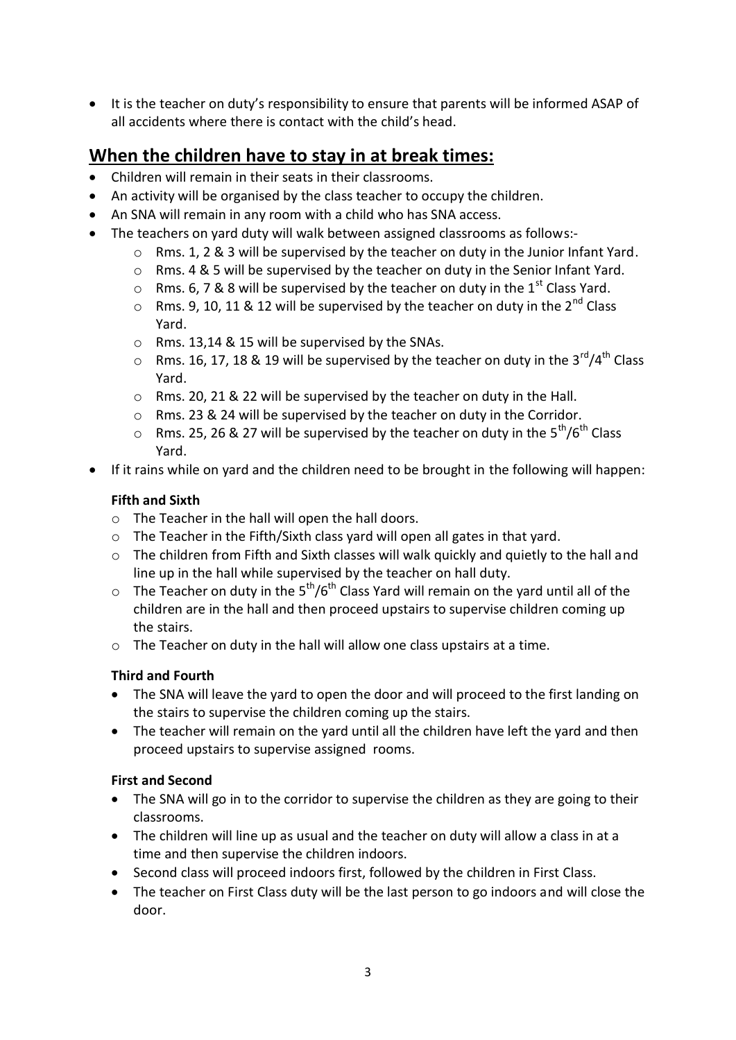- It is the teacher on duty's responsibility to ensure that parents will be informed ASAP of all accidents where there is contact with the child's head.

## When the children have to stay in at break times:

- Children will remain in their seats in their classrooms.
- An activity will be organised by the class teacher to occupy the children.
- An SNA will remain in any room with a child who has SNA access.
- The teachers on yard duty will walk between assigned classrooms as follows:-
    - Rms. 1, 2 & 3 will be supervised by the teacher on duty in the Junior Infant Yard.
    - Rms. 4 & 5 will be supervised by the teacher on duty in the Senior Infant Yard.
    - Rms. 6, 7 & 8 will be supervised by the teacher on duty in the 1st Class Yard.
    - Rms. 9, 10, 11 & 12 will be supervised by the teacher on duty in the 2nd Class Yard.
    - Rms. 13,14 & 15 will be supervised by the SNAs.
    - Rms. 16, 17, 18 & 19 will be supervised by the teacher on duty in the 3rd/4th Class Yard.
    - Rms. 20, 21 & 22 will be supervised by the teacher on duty in the Hall.
    - Rms. 23 & 24 will be supervised by the teacher on duty in the Corridor.
    - Rms. 25, 26 & 27 will be supervised by the teacher on duty in the 5th/6th Class Yard.
- If it rains while on yard and the children need to be brought in the following will happen:

**Fifth and Sixth**

- The Teacher in the hall will open the hall doors.
- The Teacher in the Fifth/Sixth class yard will open all gates in that yard.
- The children from Fifth and Sixth classes will walk quickly and quietly to the hall and line up in the hall while supervised by the teacher on hall duty.
- The Teacher on duty in the 5th/6th Class Yard will remain on the yard until all of the children are in the hall and then proceed upstairs to supervise children coming up the stairs.
- The Teacher on duty in the hall will allow one class upstairs at a time.

**Third and Fourth**

- The SNA will leave the yard to open the door and will proceed to the first landing on the stairs to supervise the children coming up the stairs.
- The teacher will remain on the yard until all the children have left the yard and then proceed upstairs to supervise assigned rooms.

**First and Second**

- The SNA will go in to the corridor to supervise the children as they are going to their classrooms.
- The children will line up as usual and the teacher on duty will allow a class in at a time and then supervise the children indoors.
- Second class will proceed indoors first, followed by the children in First Class.
- The teacher on First Class duty will be the last person to go indoors and will close the door.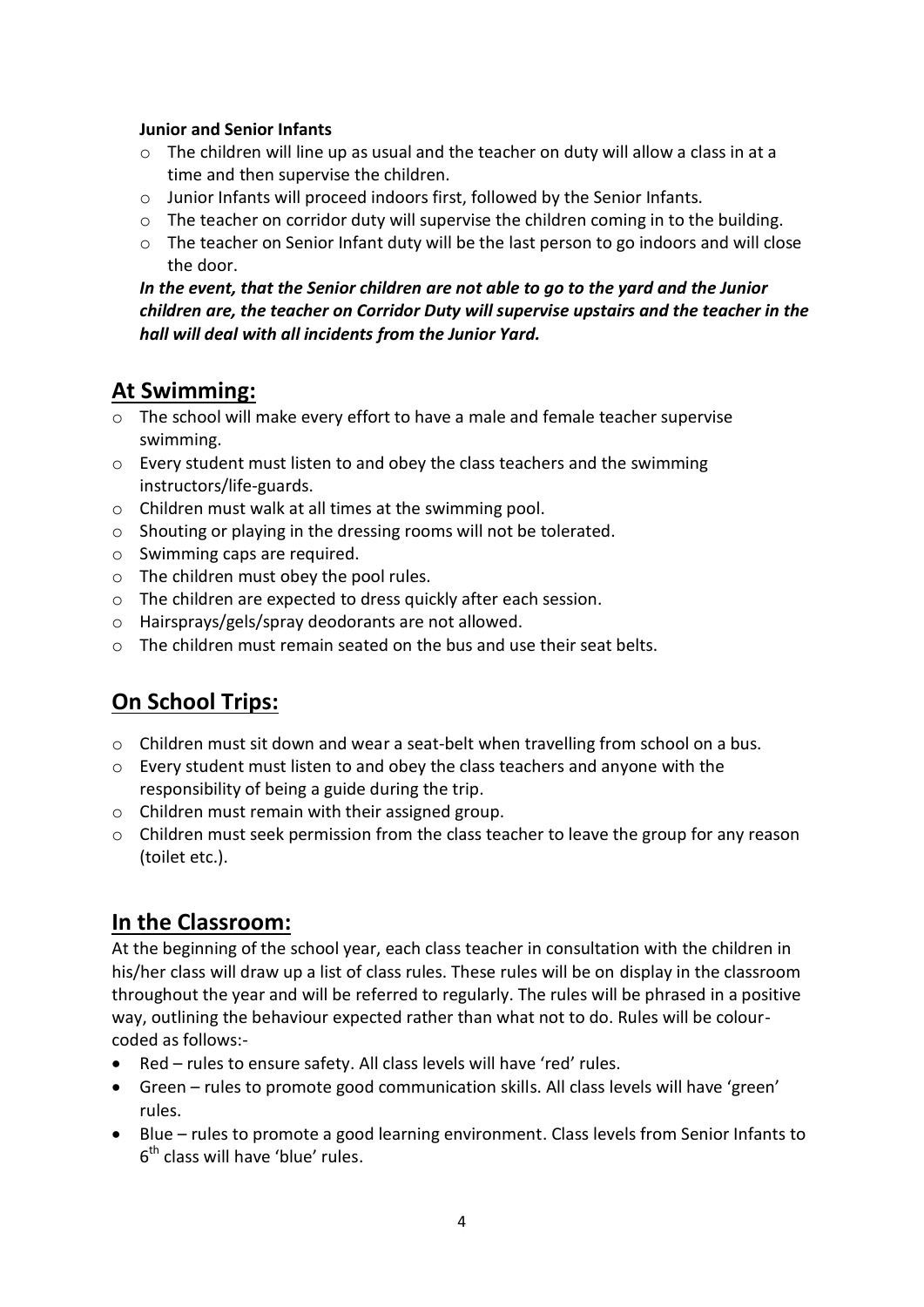**Junior and Senior Infants**

- The children will line up as usual and the teacher on duty will allow a class in at a time and then supervise the children.
- Junior Infants will proceed indoors first, followed by the Senior Infants.
- The teacher on corridor duty will supervise the children coming in to the building.
- The teacher on Senior Infant duty will be the last person to go indoors and will close the door.

***In the event, that the Senior children are not able to go to the yard and the Junior children are, the teacher on Corridor Duty will supervise upstairs and the teacher in the hall will deal with all incidents from the Junior Yard.***

## At Swimming:

- The school will make every effort to have a male and female teacher supervise swimming.
- Every student must listen to and obey the class teachers and the swimming instructors/life-guards.
- Children must walk at all times at the swimming pool.
- Shouting or playing in the dressing rooms will not be tolerated.
- Swimming caps are required.
- The children must obey the pool rules.
- The children are expected to dress quickly after each session.
- Hairsprays/gels/spray deodorants are not allowed.
- The children must remain seated on the bus and use their seat belts.

## On School Trips:

- Children must sit down and wear a seat-belt when travelling from school on a bus.
- Every student must listen to and obey the class teachers and anyone with the responsibility of being a guide during the trip.
- Children must remain with their assigned group.
- Children must seek permission from the class teacher to leave the group for any reason (toilet etc.).

## In the Classroom:

At the beginning of the school year, each class teacher in consultation with the children in his/her class will draw up a list of class rules. These rules will be on display in the classroom throughout the year and will be referred to regularly. The rules will be phrased in a positive way, outlining the behaviour expected rather than what not to do. Rules will be colour-coded as follows:-

- Red – rules to ensure safety. All class levels will have 'red' rules.
- Green – rules to promote good communication skills. All class levels will have 'green' rules.
- Blue – rules to promote a good learning environment. Class levels from Senior Infants to 6th class will have 'blue' rules.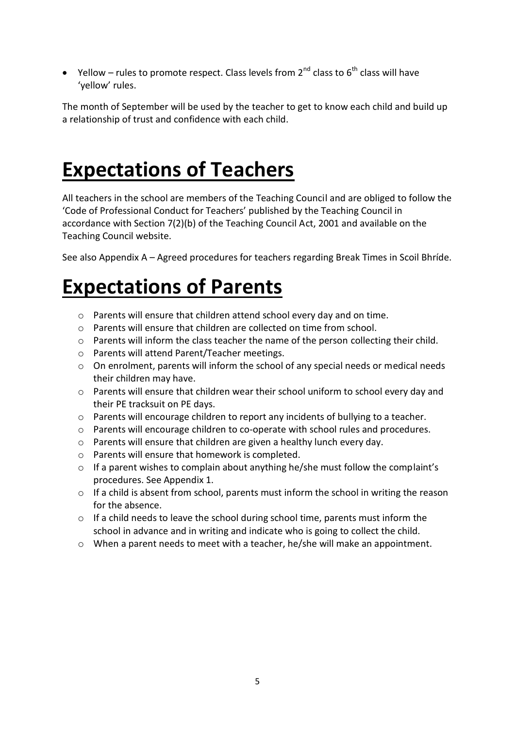- Yellow – rules to promote respect. Class levels from 2nd class to 6th class will have 'yellow' rules.

The month of September will be used by the teacher to get to know each child and build up a relationship of trust and confidence with each child.

# Expectations of Teachers

All teachers in the school are members of the Teaching Council and are obliged to follow the 'Code of Professional Conduct for Teachers' published by the Teaching Council in accordance with Section 7(2)(b) of the Teaching Council Act, 2001 and available on the Teaching Council website.

See also Appendix A – Agreed procedures for teachers regarding Break Times in Scoil Bhríde.

# Expectations of Parents

- Parents will ensure that children attend school every day and on time.
- Parents will ensure that children are collected on time from school.
- Parents will inform the class teacher the name of the person collecting their child.
- Parents will attend Parent/Teacher meetings.
- On enrolment, parents will inform the school of any special needs or medical needs their children may have.
- Parents will ensure that children wear their school uniform to school every day and their PE tracksuit on PE days.
- Parents will encourage children to report any incidents of bullying to a teacher.
- Parents will encourage children to co-operate with school rules and procedures.
- Parents will ensure that children are given a healthy lunch every day.
- Parents will ensure that homework is completed.
- If a parent wishes to complain about anything he/she must follow the complaint's procedures. See Appendix 1.
- If a child is absent from school, parents must inform the school in writing the reason for the absence.
- If a child needs to leave the school during school time, parents must inform the school in advance and in writing and indicate who is going to collect the child.
- When a parent needs to meet with a teacher, he/she will make an appointment.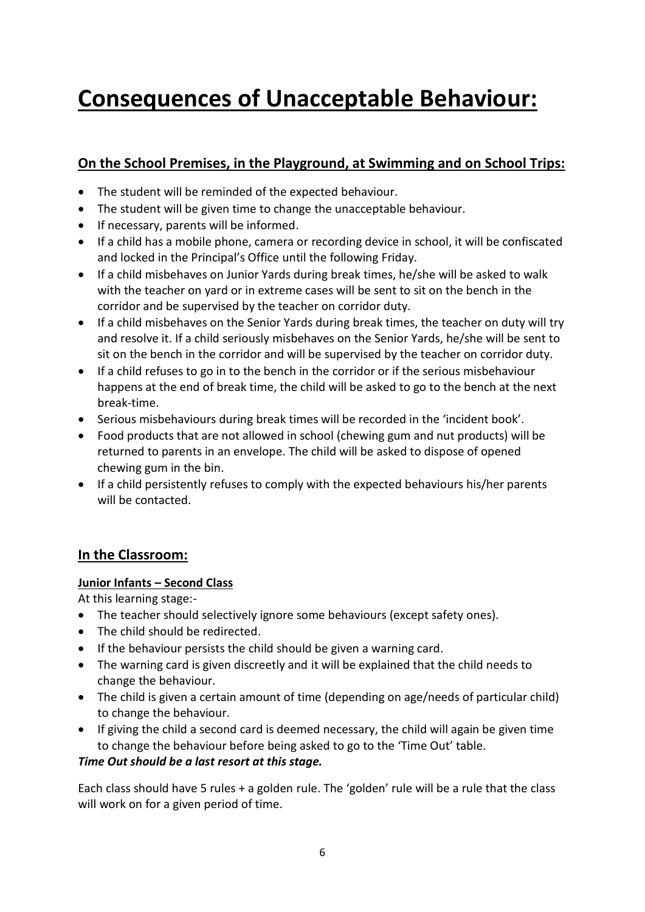# Consequences of Unacceptable Behaviour:

## On the School Premises, in the Playground, at Swimming and on School Trips:

- The student will be reminded of the expected behaviour.
- The student will be given time to change the unacceptable behaviour.
- If necessary, parents will be informed.
- If a child has a mobile phone, camera or recording device in school, it will be confiscated and locked in the Principal's Office until the following Friday.
- If a child misbehaves on Junior Yards during break times, he/she will be asked to walk with the teacher on yard or in extreme cases will be sent to sit on the bench in the corridor and be supervised by the teacher on corridor duty.
- If a child misbehaves on the Senior Yards during break times, the teacher on duty will try and resolve it. If a child seriously misbehaves on the Senior Yards, he/she will be sent to sit on the bench in the corridor and will be supervised by the teacher on corridor duty.
- If a child refuses to go in to the bench in the corridor or if the serious misbehaviour happens at the end of break time, the child will be asked to go to the bench at the next break-time.
- Serious misbehaviours during break times will be recorded in the 'incident book'.
- Food products that are not allowed in school (chewing gum and nut products) will be returned to parents in an envelope. The child will be asked to dispose of opened chewing gum in the bin.
- If a child persistently refuses to comply with the expected behaviours his/her parents will be contacted.

## In the Classroom:

### Junior Infants – Second Class

At this learning stage:-

- The teacher should selectively ignore some behaviours (except safety ones).
- The child should be redirected.
- If the behaviour persists the child should be given a warning card.
- The warning card is given discreetly and it will be explained that the child needs to change the behaviour.
- The child is given a certain amount of time (depending on age/needs of particular child) to change the behaviour.
- If giving the child a second card is deemed necessary, the child will again be given time to change the behaviour before being asked to go to the 'Time Out' table.

***Time Out should be a last resort at this stage.***

Each class should have 5 rules + a golden rule. The 'golden' rule will be a rule that the class will work on for a given period of time.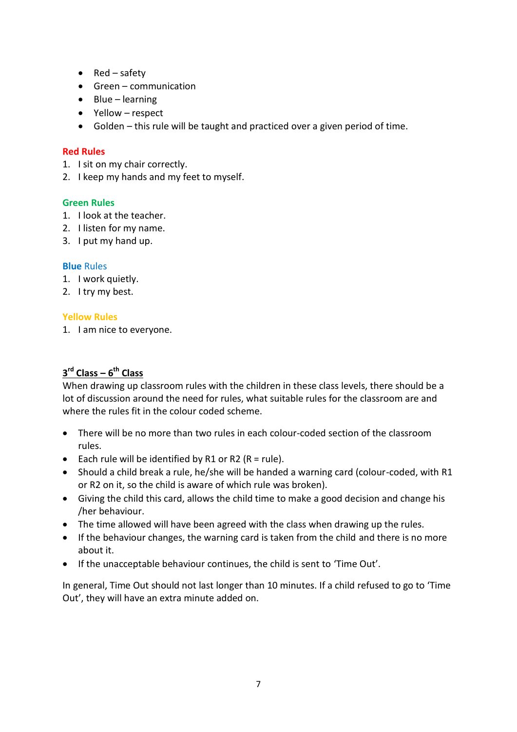- Red – safety
- Green – communication
- Blue – learning
- Yellow – respect
- Golden – this rule will be taught and practiced over a given period of time.

**Red Rules**

1. I sit on my chair correctly.
2. I keep my hands and my feet to myself.

**Green Rules**

1. I look at the teacher.
2. I listen for my name.
3. I put my hand up.

**Blue Rules**

1. I work quietly.
2. I try my best.

**Yellow Rules**

1. I am nice to everyone.

## 3rd Class – 6th Class

When drawing up classroom rules with the children in these class levels, there should be a lot of discussion around the need for rules, what suitable rules for the classroom are and where the rules fit in the colour coded scheme.

- There will be no more than two rules in each colour-coded section of the classroom rules.
- Each rule will be identified by R1 or R2 (R = rule).
- Should a child break a rule, he/she will be handed a warning card (colour-coded, with R1 or R2 on it, so the child is aware of which rule was broken).
- Giving the child this card, allows the child time to make a good decision and change his /her behaviour.
- The time allowed will have been agreed with the class when drawing up the rules.
- If the behaviour changes, the warning card is taken from the child and there is no more about it.
- If the unacceptable behaviour continues, the child is sent to 'Time Out'.

In general, Time Out should not last longer than 10 minutes. If a child refused to go to 'Time Out', they will have an extra minute added on.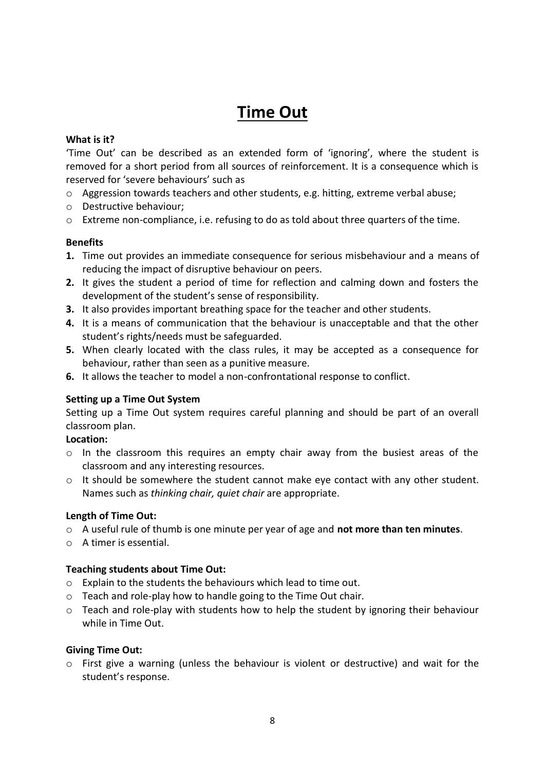# Time Out

**What is it?**

'Time Out' can be described as an extended form of 'ignoring', where the student is removed for a short period from all sources of reinforcement. It is a consequence which is reserved for 'severe behaviours' such as

- Aggression towards teachers and other students, e.g. hitting, extreme verbal abuse;
- Destructive behaviour;
- Extreme non-compliance, i.e. refusing to do as told about three quarters of the time.

**Benefits**

1. Time out provides an immediate consequence for serious misbehaviour and a means of reducing the impact of disruptive behaviour on peers.
2. It gives the student a period of time for reflection and calming down and fosters the development of the student's sense of responsibility.
3. It also provides important breathing space for the teacher and other students.
4. It is a means of communication that the behaviour is unacceptable and that the other student's rights/needs must be safeguarded.
5. When clearly located with the class rules, it may be accepted as a consequence for behaviour, rather than seen as a punitive measure.
6. It allows the teacher to model a non-confrontational response to conflict.

**Setting up a Time Out System**

Setting up a Time Out system requires careful planning and should be part of an overall classroom plan.

**Location:**

- In the classroom this requires an empty chair away from the busiest areas of the classroom and any interesting resources.
- It should be somewhere the student cannot make eye contact with any other student. Names such as *thinking chair, quiet chair* are appropriate.

**Length of Time Out:**

- A useful rule of thumb is one minute per year of age and **not more than ten minutes**.
- A timer is essential.

**Teaching students about Time Out:**

- Explain to the students the behaviours which lead to time out.
- Teach and role-play how to handle going to the Time Out chair.
- Teach and role-play with students how to help the student by ignoring their behaviour while in Time Out.

**Giving Time Out:**

- First give a warning (unless the behaviour is violent or destructive) and wait for the student's response.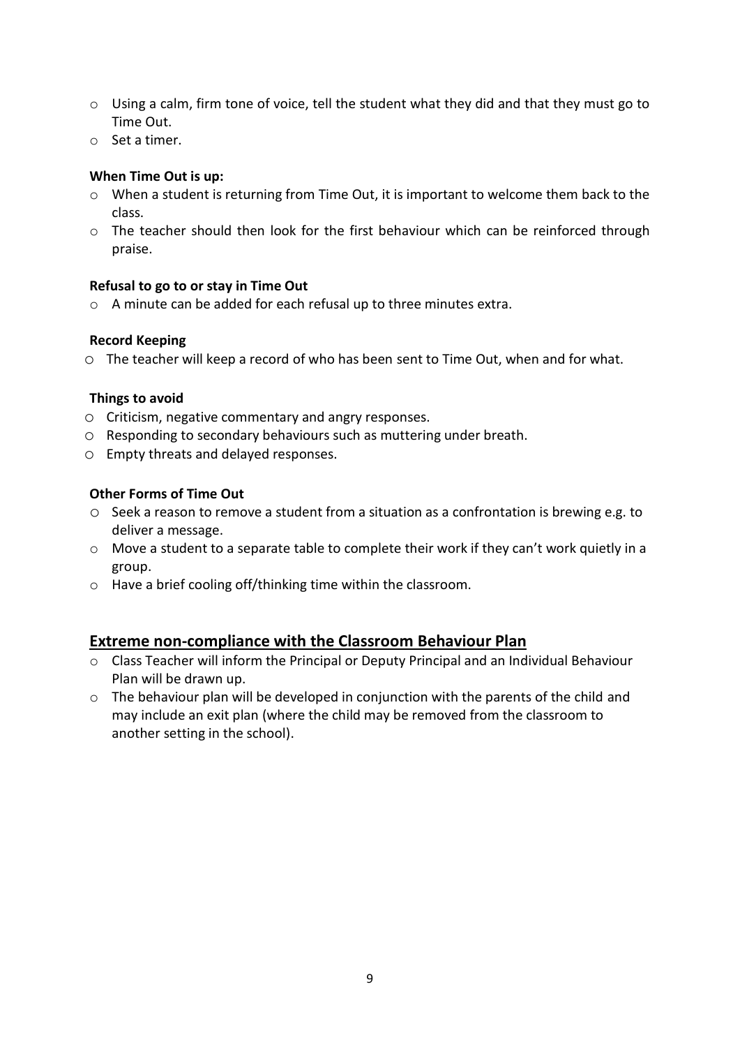- Using a calm, firm tone of voice, tell the student what they did and that they must go to Time Out.
- Set a timer.

**When Time Out is up:**

- When a student is returning from Time Out, it is important to welcome them back to the class.
- The teacher should then look for the first behaviour which can be reinforced through praise.

**Refusal to go to or stay in Time Out**

- A minute can be added for each refusal up to three minutes extra.

**Record Keeping**

- The teacher will keep a record of who has been sent to Time Out, when and for what.

**Things to avoid**

- Criticism, negative commentary and angry responses.
- Responding to secondary behaviours such as muttering under breath.
- Empty threats and delayed responses.

**Other Forms of Time Out**

- Seek a reason to remove a student from a situation as a confrontation is brewing e.g. to deliver a message.
- Move a student to a separate table to complete their work if they can't work quietly in a group.
- Have a brief cooling off/thinking time within the classroom.

## Extreme non-compliance with the Classroom Behaviour Plan

- Class Teacher will inform the Principal or Deputy Principal and an Individual Behaviour Plan will be drawn up.
- The behaviour plan will be developed in conjunction with the parents of the child and may include an exit plan (where the child may be removed from the classroom to another setting in the school).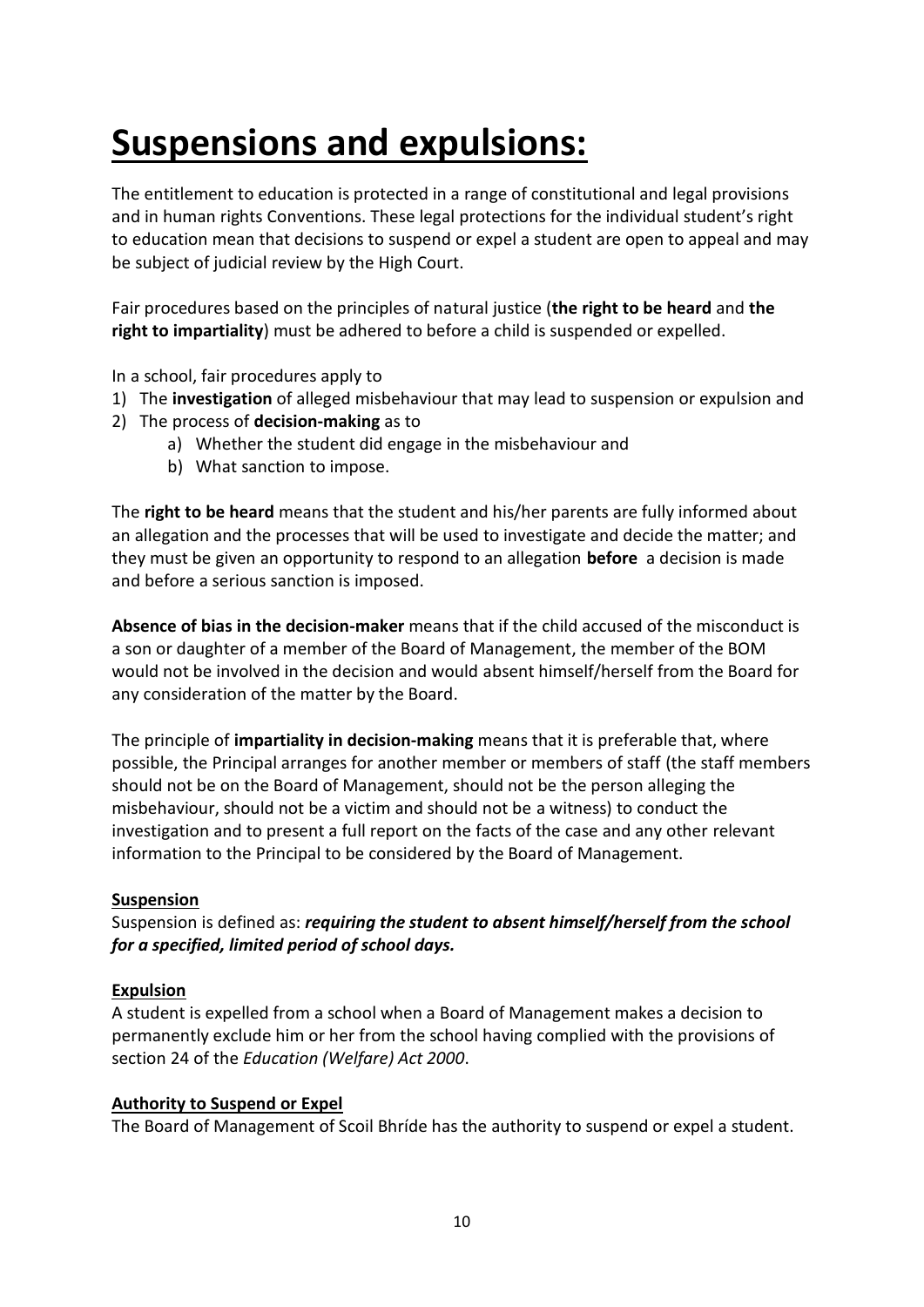# Suspensions and expulsions:

The entitlement to education is protected in a range of constitutional and legal provisions and in human rights Conventions. These legal protections for the individual student's right to education mean that decisions to suspend or expel a student are open to appeal and may be subject of judicial review by the High Court.

Fair procedures based on the principles of natural justice (**the right to be heard** and **the right to impartiality**) must be adhered to before a child is suspended or expelled.

In a school, fair procedures apply to

1) The **investigation** of alleged misbehaviour that may lead to suspension or expulsion and
2) The process of **decision-making** as to
   a) Whether the student did engage in the misbehaviour and
   b) What sanction to impose.

The **right to be heard** means that the student and his/her parents are fully informed about an allegation and the processes that will be used to investigate and decide the matter; and they must be given an opportunity to respond to an allegation **before** a decision is made and before a serious sanction is imposed.

**Absence of bias in the decision-maker** means that if the child accused of the misconduct is a son or daughter of a member of the Board of Management, the member of the BOM would not be involved in the decision and would absent himself/herself from the Board for any consideration of the matter by the Board.

The principle of **impartiality in decision-making** means that it is preferable that, where possible, the Principal arranges for another member or members of staff (the staff members should not be on the Board of Management, should not be the person alleging the misbehaviour, should not be a victim and should not be a witness) to conduct the investigation and to present a full report on the facts of the case and any other relevant information to the Principal to be considered by the Board of Management.

**Suspension**

Suspension is defined as: ***requiring the student to absent himself/herself from the school for a specified, limited period of school days.***

**Expulsion**

A student is expelled from a school when a Board of Management makes a decision to permanently exclude him or her from the school having complied with the provisions of section 24 of the *Education (Welfare) Act 2000*.

**Authority to Suspend or Expel**

The Board of Management of Scoil Bhríde has the authority to suspend or expel a student.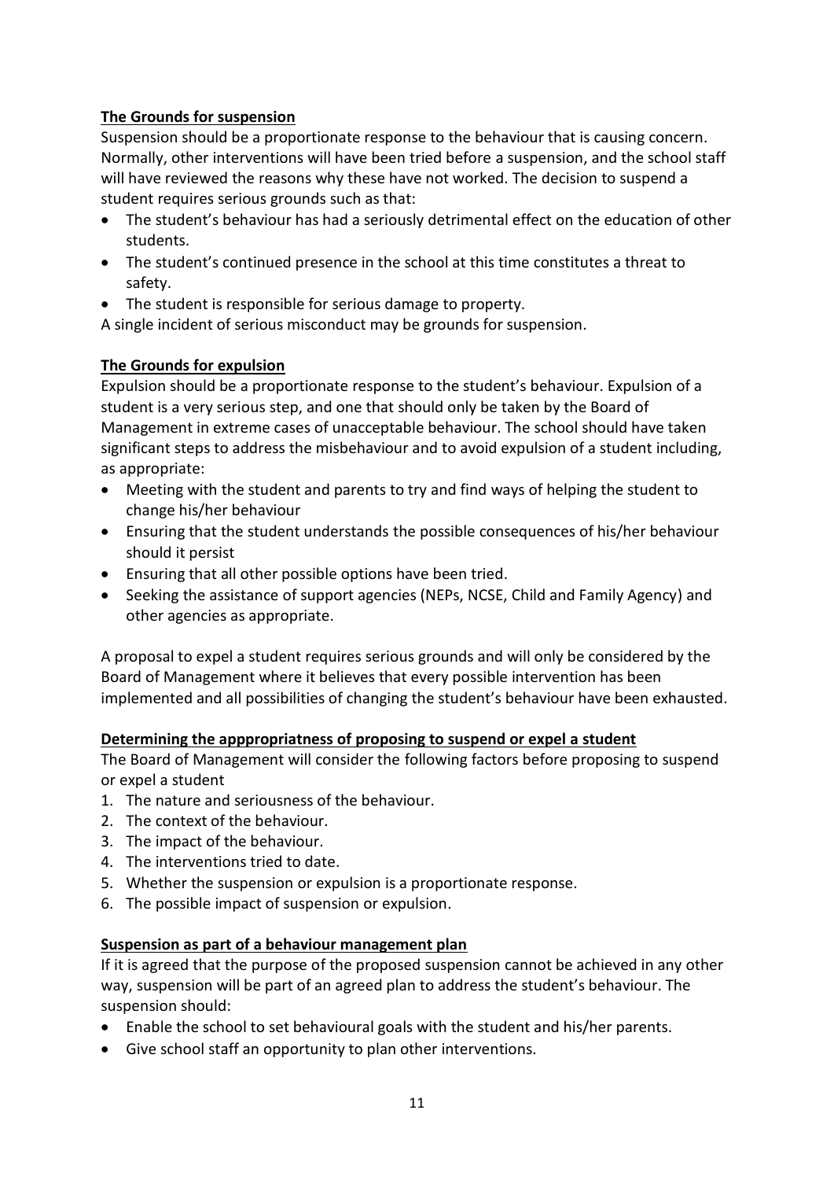## The Grounds for suspension

Suspension should be a proportionate response to the behaviour that is causing concern. Normally, other interventions will have been tried before a suspension, and the school staff will have reviewed the reasons why these have not worked. The decision to suspend a student requires serious grounds such as that:

- The student's behaviour has had a seriously detrimental effect on the education of other students.
- The student's continued presence in the school at this time constitutes a threat to safety.
- The student is responsible for serious damage to property.

A single incident of serious misconduct may be grounds for suspension.

## The Grounds for expulsion

Expulsion should be a proportionate response to the student's behaviour. Expulsion of a student is a very serious step, and one that should only be taken by the Board of Management in extreme cases of unacceptable behaviour. The school should have taken significant steps to address the misbehaviour and to avoid expulsion of a student including, as appropriate:

- Meeting with the student and parents to try and find ways of helping the student to change his/her behaviour
- Ensuring that the student understands the possible consequences of his/her behaviour should it persist
- Ensuring that all other possible options have been tried.
- Seeking the assistance of support agencies (NEPs, NCSE, Child and Family Agency) and other agencies as appropriate.

A proposal to expel a student requires serious grounds and will only be considered by the Board of Management where it believes that every possible intervention has been implemented and all possibilities of changing the student's behaviour have been exhausted.

## Determining the apppropriatness of proposing to suspend or expel a student

The Board of Management will consider the following factors before proposing to suspend or expel a student

1. The nature and seriousness of the behaviour.
2. The context of the behaviour.
3. The impact of the behaviour.
4. The interventions tried to date.
5. Whether the suspension or expulsion is a proportionate response.
6. The possible impact of suspension or expulsion.

## Suspension as part of a behaviour management plan

If it is agreed that the purpose of the proposed suspension cannot be achieved in any other way, suspension will be part of an agreed plan to address the student's behaviour. The suspension should:

- Enable the school to set behavioural goals with the student and his/her parents.
- Give school staff an opportunity to plan other interventions.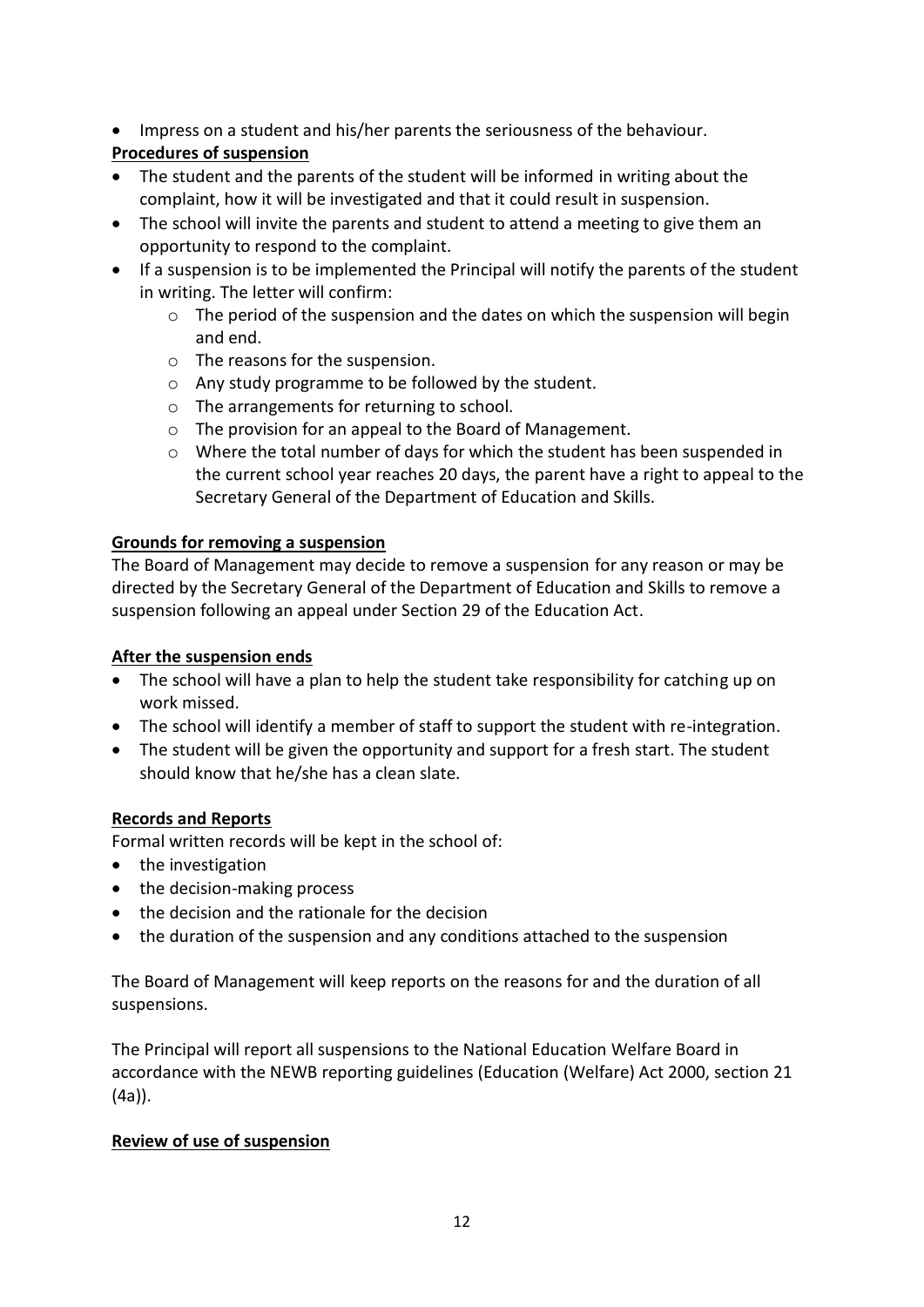- Impress on a student and his/her parents the seriousness of the behaviour.

**Procedures of suspension**

- The student and the parents of the student will be informed in writing about the complaint, how it will be investigated and that it could result in suspension.
- The school will invite the parents and student to attend a meeting to give them an opportunity to respond to the complaint.
- If a suspension is to be implemented the Principal will notify the parents of the student in writing. The letter will confirm:
    - The period of the suspension and the dates on which the suspension will begin and end.
    - The reasons for the suspension.
    - Any study programme to be followed by the student.
    - The arrangements for returning to school.
    - The provision for an appeal to the Board of Management.
    - Where the total number of days for which the student has been suspended in the current school year reaches 20 days, the parent have a right to appeal to the Secretary General of the Department of Education and Skills.

**Grounds for removing a suspension**

The Board of Management may decide to remove a suspension for any reason or may be directed by the Secretary General of the Department of Education and Skills to remove a suspension following an appeal under Section 29 of the Education Act.

**After the suspension ends**

- The school will have a plan to help the student take responsibility for catching up on work missed.
- The school will identify a member of staff to support the student with re-integration.
- The student will be given the opportunity and support for a fresh start. The student should know that he/she has a clean slate.

**Records and Reports**

Formal written records will be kept in the school of:

- the investigation
- the decision-making process
- the decision and the rationale for the decision
- the duration of the suspension and any conditions attached to the suspension

The Board of Management will keep reports on the reasons for and the duration of all suspensions.

The Principal will report all suspensions to the National Education Welfare Board in accordance with the NEWB reporting guidelines (Education (Welfare) Act 2000, section 21 (4a)).

**Review of use of suspension**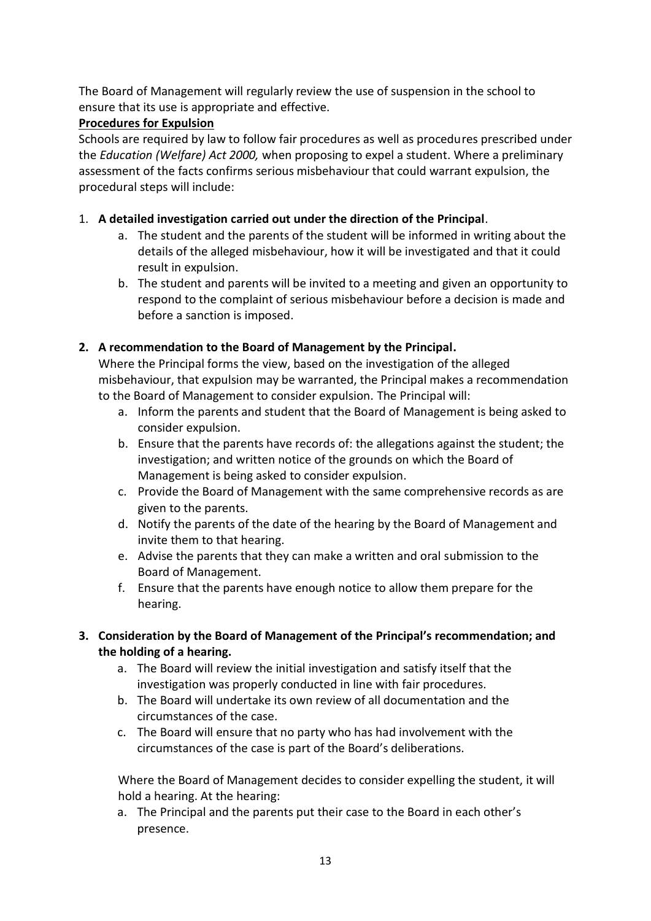The Board of Management will regularly review the use of suspension in the school to ensure that its use is appropriate and effective.

**Procedures for Expulsion**

Schools are required by law to follow fair procedures as well as procedures prescribed under the *Education (Welfare) Act 2000,* when proposing to expel a student. Where a preliminary assessment of the facts confirms serious misbehaviour that could warrant expulsion, the procedural steps will include:

1. **A detailed investigation carried out under the direction of the Principal**.
    a. The student and the parents of the student will be informed in writing about the details of the alleged misbehaviour, how it will be investigated and that it could result in expulsion.
    b. The student and parents will be invited to a meeting and given an opportunity to respond to the complaint of serious misbehaviour before a decision is made and before a sanction is imposed.

2. **A recommendation to the Board of Management by the Principal.**

    Where the Principal forms the view, based on the investigation of the alleged misbehaviour, that expulsion may be warranted, the Principal makes a recommendation to the Board of Management to consider expulsion. The Principal will:
    a. Inform the parents and student that the Board of Management is being asked to consider expulsion.
    b. Ensure that the parents have records of: the allegations against the student; the investigation; and written notice of the grounds on which the Board of Management is being asked to consider expulsion.
    c. Provide the Board of Management with the same comprehensive records as are given to the parents.
    d. Notify the parents of the date of the hearing by the Board of Management and invite them to that hearing.
    e. Advise the parents that they can make a written and oral submission to the Board of Management.
    f. Ensure that the parents have enough notice to allow them prepare for the hearing.

3. **Consideration by the Board of Management of the Principal's recommendation; and the holding of a hearing.**
    a. The Board will review the initial investigation and satisfy itself that the investigation was properly conducted in line with fair procedures.
    b. The Board will undertake its own review of all documentation and the circumstances of the case.
    c. The Board will ensure that no party who has had involvement with the circumstances of the case is part of the Board's deliberations.

    Where the Board of Management decides to consider expelling the student, it will hold a hearing. At the hearing:
    a. The Principal and the parents put their case to the Board in each other's presence.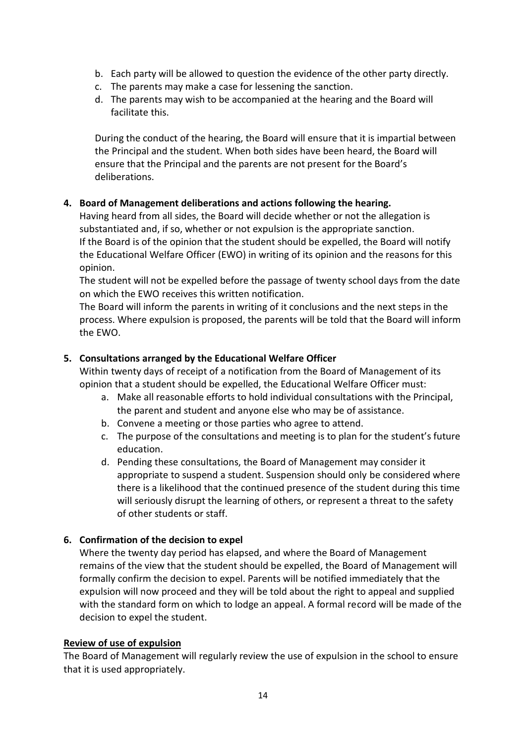b. Each party will be allowed to question the evidence of the other party directly.
c. The parents may make a case for lessening the sanction.
d. The parents may wish to be accompanied at the hearing and the Board will facilitate this.

During the conduct of the hearing, the Board will ensure that it is impartial between the Principal and the student. When both sides have been heard, the Board will ensure that the Principal and the parents are not present for the Board's deliberations.

**4. Board of Management deliberations and actions following the hearing.**

Having heard from all sides, the Board will decide whether or not the allegation is substantiated and, if so, whether or not expulsion is the appropriate sanction.
If the Board is of the opinion that the student should be expelled, the Board will notify the Educational Welfare Officer (EWO) in writing of its opinion and the reasons for this opinion.
The student will not be expelled before the passage of twenty school days from the date on which the EWO receives this written notification.
The Board will inform the parents in writing of it conclusions and the next steps in the process. Where expulsion is proposed, the parents will be told that the Board will inform the EWO.

**5. Consultations arranged by the Educational Welfare Officer**

Within twenty days of receipt of a notification from the Board of Management of its opinion that a student should be expelled, the Educational Welfare Officer must:

a. Make all reasonable efforts to hold individual consultations with the Principal, the parent and student and anyone else who may be of assistance.
b. Convene a meeting or those parties who agree to attend.
c. The purpose of the consultations and meeting is to plan for the student's future education.
d. Pending these consultations, the Board of Management may consider it appropriate to suspend a student. Suspension should only be considered where there is a likelihood that the continued presence of the student during this time will seriously disrupt the learning of others, or represent a threat to the safety of other students or staff.

**6. Confirmation of the decision to expel**

Where the twenty day period has elapsed, and where the Board of Management remains of the view that the student should be expelled, the Board of Management will formally confirm the decision to expel. Parents will be notified immediately that the expulsion will now proceed and they will be told about the right to appeal and supplied with the standard form on which to lodge an appeal. A formal record will be made of the decision to expel the student.

**Review of use of expulsion**

The Board of Management will regularly review the use of expulsion in the school to ensure that it is used appropriately.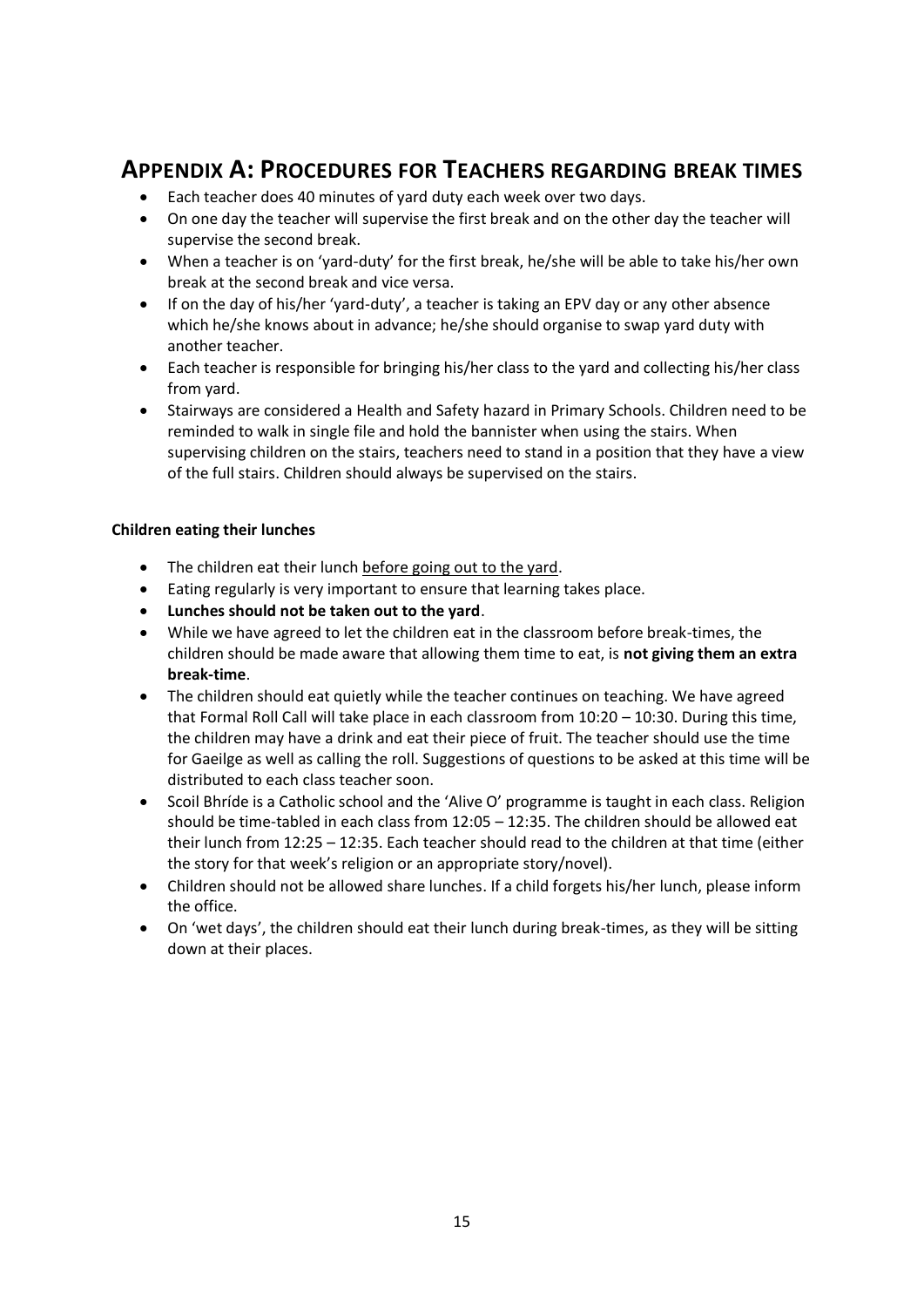# Appendix A: Procedures for Teachers regarding break times

- Each teacher does 40 minutes of yard duty each week over two days.
- On one day the teacher will supervise the first break and on the other day the teacher will supervise the second break.
- When a teacher is on 'yard-duty' for the first break, he/she will be able to take his/her own break at the second break and vice versa.
- If on the day of his/her 'yard-duty', a teacher is taking an EPV day or any other absence which he/she knows about in advance; he/she should organise to swap yard duty with another teacher.
- Each teacher is responsible for bringing his/her class to the yard and collecting his/her class from yard.
- Stairways are considered a Health and Safety hazard in Primary Schools. Children need to be reminded to walk in single file and hold the bannister when using the stairs. When supervising children on the stairs, teachers need to stand in a position that they have a view of the full stairs. Children should always be supervised on the stairs.

**Children eating their lunches**

- The children eat their lunch <u>before going out to the yard</u>.
- Eating regularly is very important to ensure that learning takes place.
- **Lunches should not be taken out to the yard**.
- While we have agreed to let the children eat in the classroom before break-times, the children should be made aware that allowing them time to eat, is **not giving them an extra break-time**.
- The children should eat quietly while the teacher continues on teaching. We have agreed that Formal Roll Call will take place in each classroom from 10:20 – 10:30. During this time, the children may have a drink and eat their piece of fruit. The teacher should use the time for Gaeilge as well as calling the roll. Suggestions of questions to be asked at this time will be distributed to each class teacher soon.
- Scoil Bhríde is a Catholic school and the 'Alive O' programme is taught in each class. Religion should be time-tabled in each class from 12:05 – 12:35. The children should be allowed eat their lunch from 12:25 – 12:35. Each teacher should read to the children at that time (either the story for that week's religion or an appropriate story/novel).
- Children should not be allowed share lunches. If a child forgets his/her lunch, please inform the office.
- On 'wet days', the children should eat their lunch during break-times, as they will be sitting down at their places.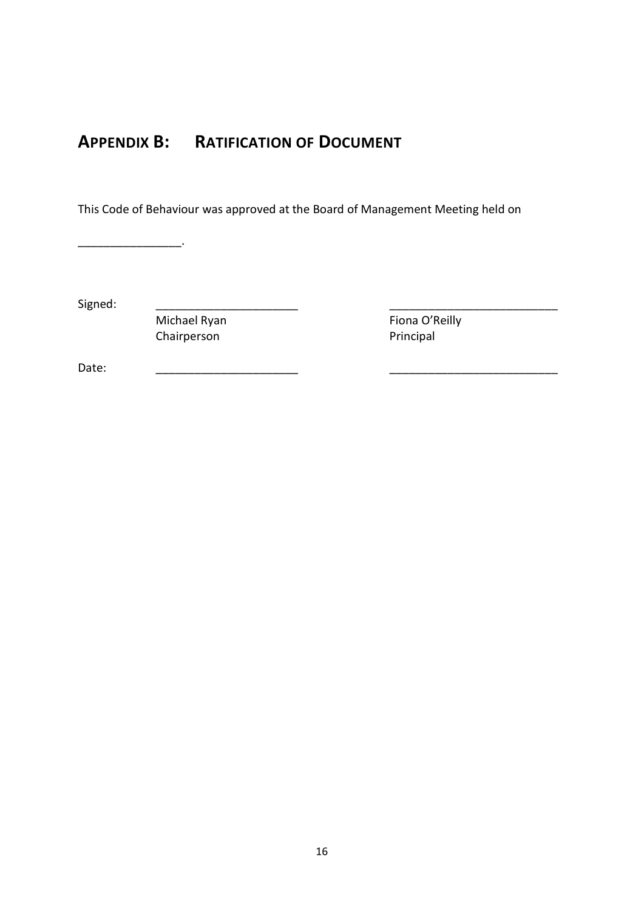## Appendix B: Ratification of Document

This Code of Behaviour was approved at the Board of Management Meeting held on

________________.

Signed: ______________________ ______________________

Michael Ryan Fiona O'Reilly

Chairperson Principal

Date: ______________________ ______________________